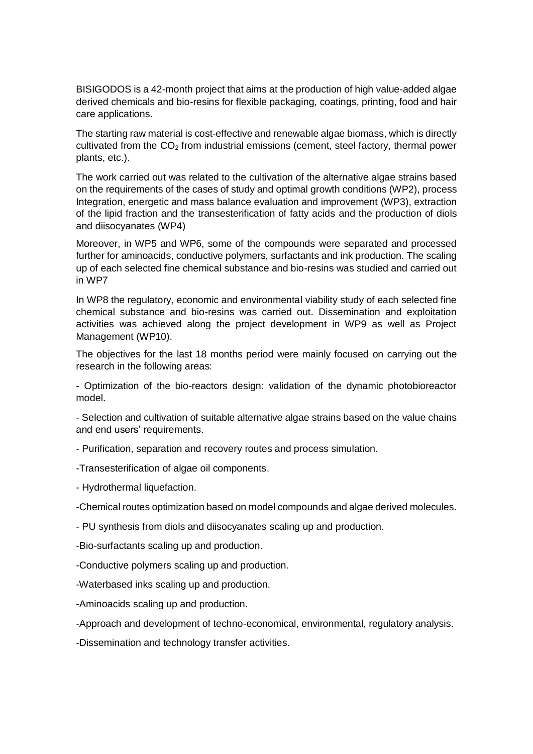BISIGODOS is a 42-month project that aims at the production of high value-added algae derived chemicals and bio-resins for flexible packaging, coatings, printing, food and hair care applications.

The starting raw material is cost-effective and renewable algae biomass, which is directly cultivated from the $CO_2$ from industrial emissions (cement, steel factory, thermal power plants, etc.).

The work carried out was related to the cultivation of the alternative algae strains based on the requirements of the cases of study and optimal growth conditions (WP2), process Integration, energetic and mass balance evaluation and improvement (WP3), extraction of the lipid fraction and the transesterification of fatty acids and the production of diols and diisocyanates (WP4)

Moreover, in WP5 and WP6, some of the compounds were separated and processed further for aminoacids, conductive polymers, surfactants and ink production. The scaling up of each selected fine chemical substance and bio-resins was studied and carried out in WP7

In WP8 the regulatory, economic and environmental viability study of each selected fine chemical substance and bio-resins was carried out. Dissemination and exploitation activities was achieved along the project development in WP9 as well as Project Management (WP10).

The objectives for the last 18 months period were mainly focused on carrying out the research in the following areas:

- Optimization of the bio-reactors design: validation of the dynamic photobioreactor model.
- Selection and cultivation of suitable alternative algae strains based on the value chains and end users' requirements.
- Purification, separation and recovery routes and process simulation.
- Transesterification of algae oil components.
- Hydrothermal liquefaction.
- Chemical routes optimization based on model compounds and algae derived molecules.
- PU synthesis from diols and diisocyanates scaling up and production.
- Bio-surfactants scaling up and production.
- Conductive polymers scaling up and production.
- Waterbased inks scaling up and production.
- Aminoacids scaling up and production.
- Approach and development of techno-economical, environmental, regulatory analysis.
- Dissemination and technology transfer activities.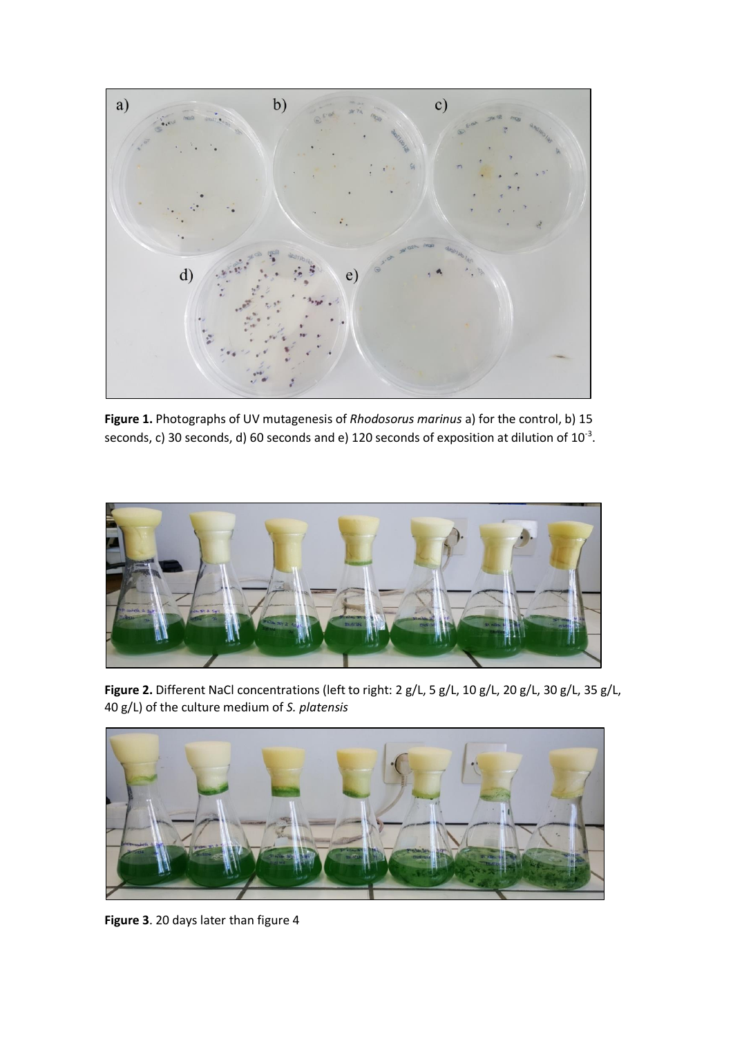**Figure 1.** Photographs of UV mutagenesis of *Rhodosorus marinus* a) for the control, b) 15 seconds, c) 30 seconds, d) 60 seconds and e) 120 seconds of exposition at dilution of $10^{-3}$.

**Figure 2.** Different NaCl concentrations (left to right: 2 g/L, 5 g/L, 10 g/L, 20 g/L, 30 g/L, 35 g/L, 40 g/L) of the culture medium of *S. platensis*

**Figure 3**. 20 days later than figure 4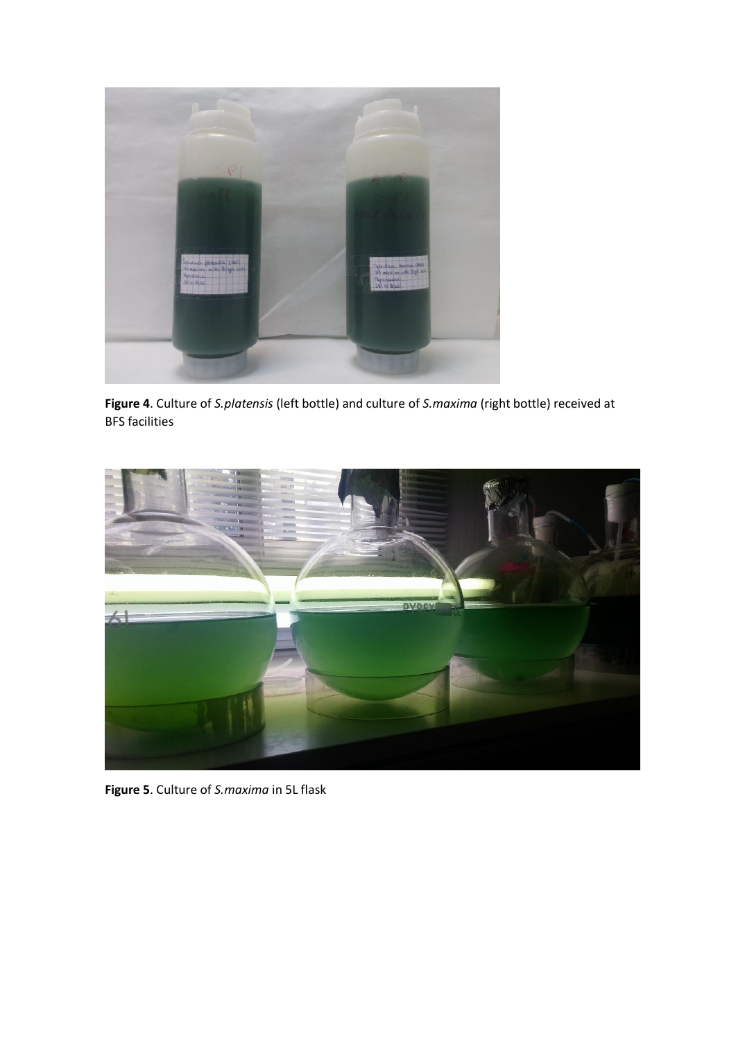**Figure 4**. Culture of *S.platensis* (left bottle) and culture of *S.maxima* (right bottle) received at BFS facilities

**Figure 5**. Culture of *S.maxima* in 5L flask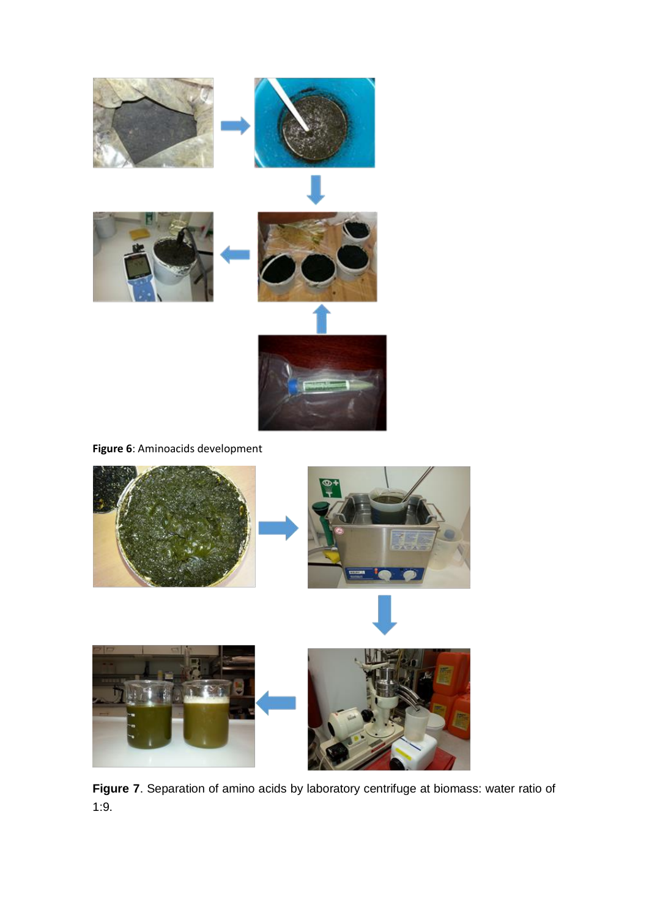**Figure 6**: Aminoacids development

**Figure 7**. Separation of amino acids by laboratory centrifuge at biomass: water ratio of 1:9.